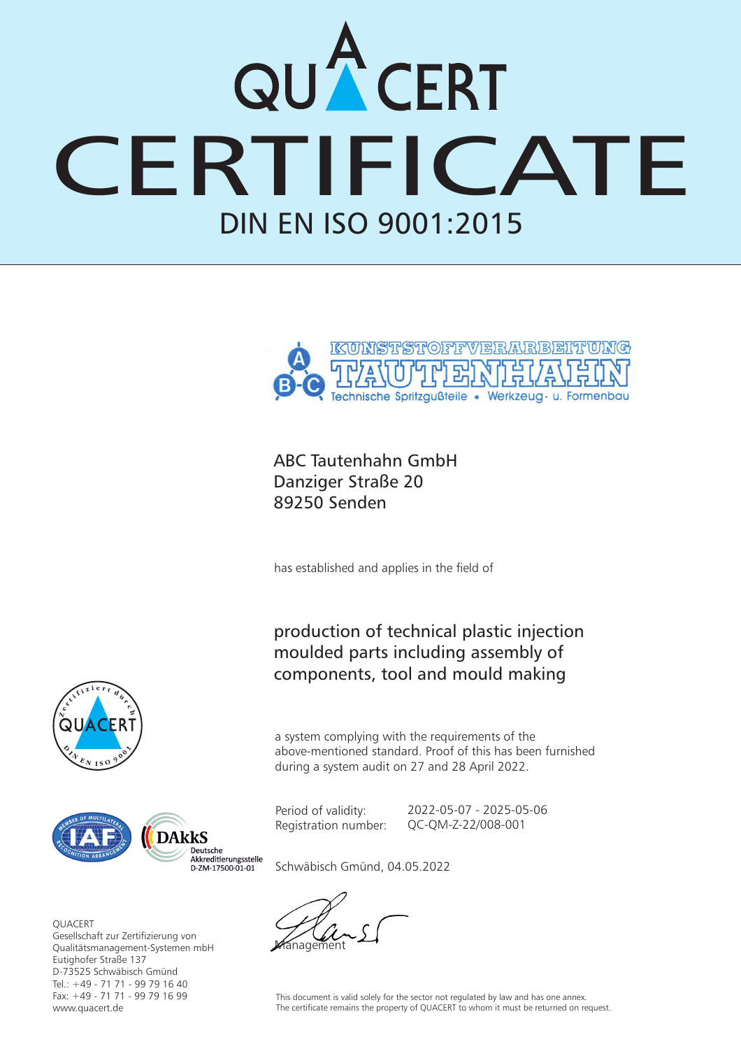# QUACERT

# CERTIFICATE

## DIN EN ISO 9001:2015

KUNSTSTOFFVERARBEITUNG
TAUTENHAHN
Technische Spritzgußteile • Werkzeug- u. Formenbau

ABC Tautenhahn GmbH
Danziger Straße 20
89250 Senden

has established and applies in the field of

production of technical plastic injection moulded parts including assembly of components, tool and mould making

a system complying with the requirements of the above-mentioned standard. Proof of this has been furnished during a system audit on 27 and 28 April 2022.

Period of validity: 2022-05-07 - 2025-05-06
Registration number: QC-QM-Z-22/008-001

Schwäbisch Gmünd, 04.05.2022

Management

zertifiziert durch QUACERT DIN EN ISO 9001

IAF – Member of Multilateral Recognition Arrangement

DAkkS Deutsche Akkreditierungsstelle D-ZM-17500-01-01

QUACERT
Gesellschaft zur Zertifizierung von Qualitätsmanagement-Systemen mbH
Eutighofer Straße 137
D-73525 Schwäbisch Gmünd
Tel.: +49 - 71 71 - 99 79 16 40
Fax: +49 - 71 71 - 99 79 16 99
www.quacert.de

This document is valid solely for the sector not regulated by law and has one annex.
The certificate remains the property of QUACERT to whom it must be returned on request.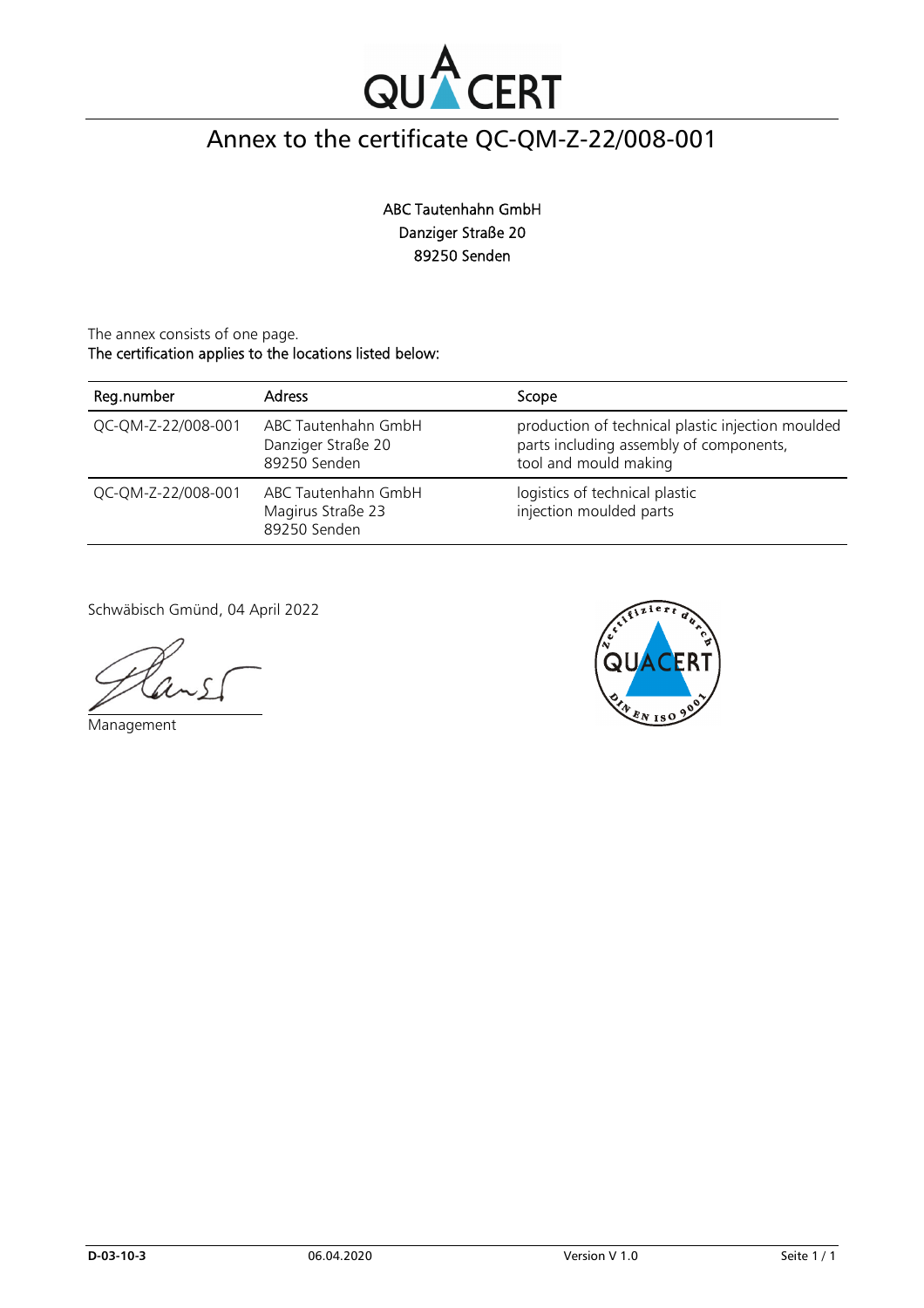# Annex to the certificate QC-QM-Z-22/008-001

ABC Tautenhahn GmbH
Danziger Straße 20
89250 Senden

The annex consists of one page.
The certification applies to the locations listed below:

| Reg.number | Adress | Scope |
|---|---|---|
| QC-QM-Z-22/008-001 | ABC Tautenhahn GmbH<br>Danziger Straße 20<br>89250 Senden | production of technical plastic injection moulded parts including assembly of components,<br>tool and mould making |
| QC-QM-Z-22/008-001 | ABC Tautenhahn GmbH<br>Magirus Straße 23<br>89250 Senden | logistics of technical plastic<br>injection moulded parts |

Schwäbisch Gmünd, 04 April 2022

Management

D-03-10-3 06.04.2020 Version V 1.0